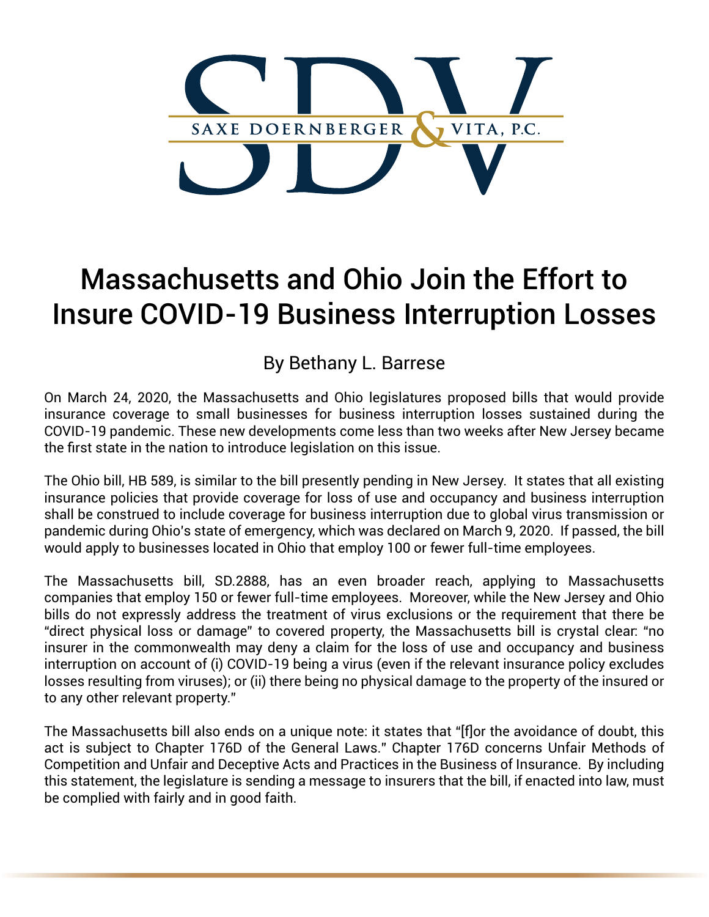SAXE DOERNBERGER & VITA, P.C.

# Massachusetts and Ohio Join the Effort to Insure COVID-19 Business Interruption Losses

By Bethany L. Barrese

On March 24, 2020, the Massachusetts and Ohio legislatures proposed bills that would provide insurance coverage to small businesses for business interruption losses sustained during the COVID-19 pandemic. These new developments come less than two weeks after New Jersey became the first state in the nation to introduce legislation on this issue.

The Ohio bill, HB 589, is similar to the bill presently pending in New Jersey. It states that all existing insurance policies that provide coverage for loss of use and occupancy and business interruption shall be construed to include coverage for business interruption due to global virus transmission or pandemic during Ohio's state of emergency, which was declared on March 9, 2020. If passed, the bill would apply to businesses located in Ohio that employ 100 or fewer full-time employees.

The Massachusetts bill, SD.2888, has an even broader reach, applying to Massachusetts companies that employ 150 or fewer full-time employees. Moreover, while the New Jersey and Ohio bills do not expressly address the treatment of virus exclusions or the requirement that there be "direct physical loss or damage" to covered property, the Massachusetts bill is crystal clear: "no insurer in the commonwealth may deny a claim for the loss of use and occupancy and business interruption on account of (i) COVID-19 being a virus (even if the relevant insurance policy excludes losses resulting from viruses); or (ii) there being no physical damage to the property of the insured or to any other relevant property."

The Massachusetts bill also ends on a unique note: it states that "[f]or the avoidance of doubt, this act is subject to Chapter 176D of the General Laws." Chapter 176D concerns Unfair Methods of Competition and Unfair and Deceptive Acts and Practices in the Business of Insurance. By including this statement, the legislature is sending a message to insurers that the bill, if enacted into law, must be complied with fairly and in good faith.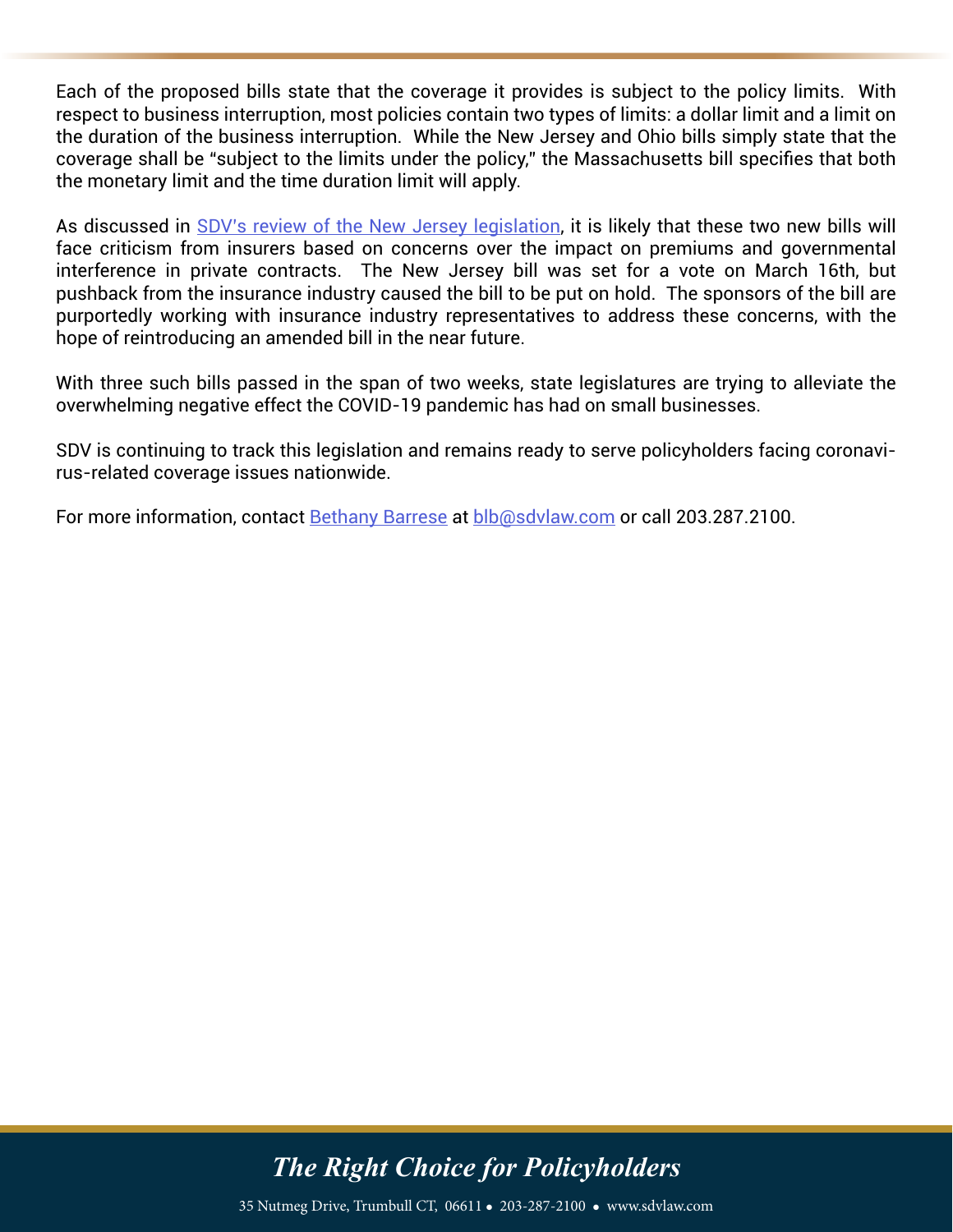Each of the proposed bills state that the coverage it provides is subject to the policy limits. With respect to business interruption, most policies contain two types of limits: a dollar limit and a limit on the duration of the business interruption. While the New Jersey and Ohio bills simply state that the coverage shall be "subject to the limits under the policy," the Massachusetts bill specifies that both the monetary limit and the time duration limit will apply.

As discussed in SDV's review of the New Jersey legislation, it is likely that these two new bills will face criticism from insurers based on concerns over the impact on premiums and governmental interference in private contracts. The New Jersey bill was set for a vote on March 16th, but pushback from the insurance industry caused the bill to be put on hold. The sponsors of the bill are purportedly working with insurance industry representatives to address these concerns, with the hope of reintroducing an amended bill in the near future.

With three such bills passed in the span of two weeks, state legislatures are trying to alleviate the overwhelming negative effect the COVID-19 pandemic has had on small businesses.

SDV is continuing to track this legislation and remains ready to serve policyholders facing coronavirus-related coverage issues nationwide.

For more information, contact Bethany Barrese at blb@sdvlaw.com or call 203.287.2100.